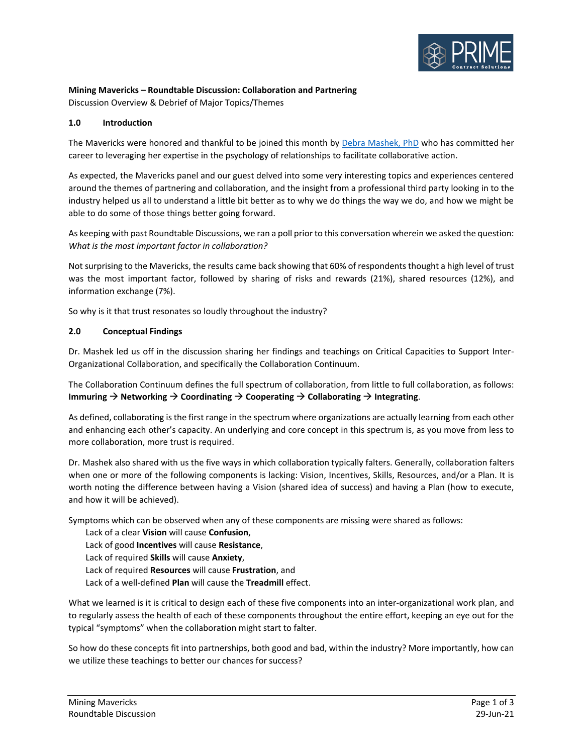**Mining Mavericks – Roundtable Discussion: Collaboration and Partnering**

Discussion Overview & Debrief of Major Topics/Themes

## 1.0 Introduction

The Mavericks were honored and thankful to be joined this month by [Debra Mashek, PhD](Debra Mashek, PhD) who has committed her career to leveraging her expertise in the psychology of relationships to facilitate collaborative action.

As expected, the Mavericks panel and our guest delved into some very interesting topics and experiences centered around the themes of partnering and collaboration, and the insight from a professional third party looking in to the industry helped us all to understand a little bit better as to why we do things the way we do, and how we might be able to do some of those things better going forward.

As keeping with past Roundtable Discussions, we ran a poll prior to this conversation wherein we asked the question: *What is the most important factor in collaboration?*

Not surprising to the Mavericks, the results came back showing that 60% of respondents thought a high level of trust was the most important factor, followed by sharing of risks and rewards (21%), shared resources (12%), and information exchange (7%).

So why is it that trust resonates so loudly throughout the industry?

## 2.0 Conceptual Findings

Dr. Mashek led us off in the discussion sharing her findings and teachings on Critical Capacities to Support Inter-Organizational Collaboration, and specifically the Collaboration Continuum.

The Collaboration Continuum defines the full spectrum of collaboration, from little to full collaboration, as follows: **Immuring → Networking → Coordinating → Cooperating → Collaborating → Integrating**.

As defined, collaborating is the first range in the spectrum where organizations are actually learning from each other and enhancing each other's capacity. An underlying and core concept in this spectrum is, as you move from less to more collaboration, more trust is required.

Dr. Mashek also shared with us the five ways in which collaboration typically falters. Generally, collaboration falters when one or more of the following components is lacking: Vision, Incentives, Skills, Resources, and/or a Plan. It is worth noting the difference between having a Vision (shared idea of success) and having a Plan (how to execute, and how it will be achieved).

Symptoms which can be observed when any of these components are missing were shared as follows:

- Lack of a clear **Vision** will cause **Confusion**,
- Lack of good **Incentives** will cause **Resistance**,
- Lack of required **Skills** will cause **Anxiety**,
- Lack of required **Resources** will cause **Frustration**, and
- Lack of a well-defined **Plan** will cause the **Treadmill** effect.

What we learned is it is critical to design each of these five components into an inter-organizational work plan, and to regularly assess the health of each of these components throughout the entire effort, keeping an eye out for the typical "symptoms" when the collaboration might start to falter.

So how do these concepts fit into partnerships, both good and bad, within the industry? More importantly, how can we utilize these teachings to better our chances for success?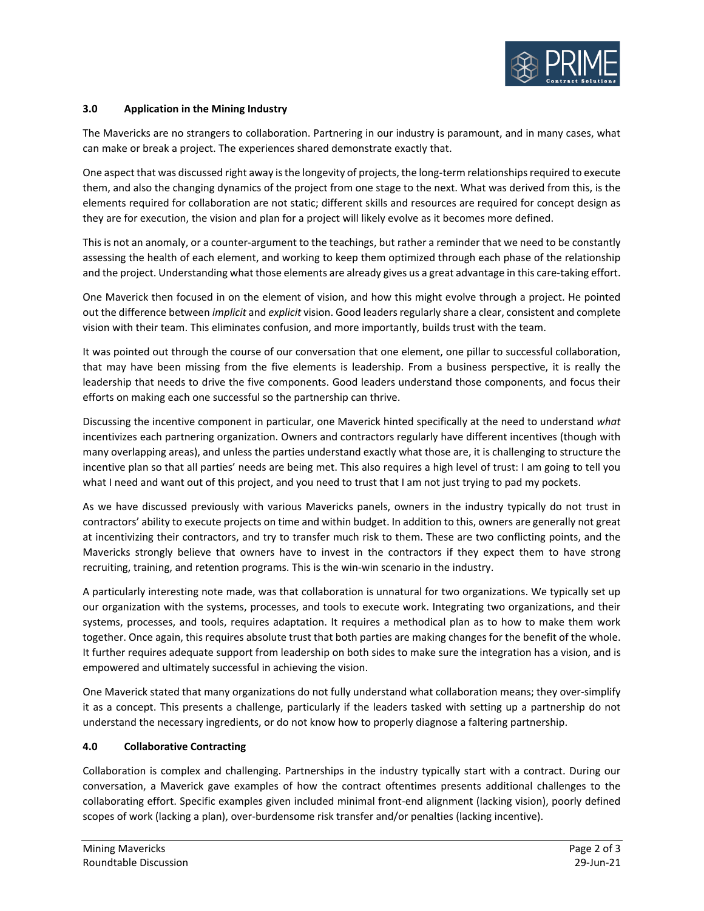## 3.0 Application in the Mining Industry

The Mavericks are no strangers to collaboration. Partnering in our industry is paramount, and in many cases, what can make or break a project. The experiences shared demonstrate exactly that.

One aspect that was discussed right away is the longevity of projects, the long-term relationships required to execute them, and also the changing dynamics of the project from one stage to the next. What was derived from this, is the elements required for collaboration are not static; different skills and resources are required for concept design as they are for execution, the vision and plan for a project will likely evolve as it becomes more defined.

This is not an anomaly, or a counter-argument to the teachings, but rather a reminder that we need to be constantly assessing the health of each element, and working to keep them optimized through each phase of the relationship and the project. Understanding what those elements are already gives us a great advantage in this care-taking effort.

One Maverick then focused in on the element of vision, and how this might evolve through a project. He pointed out the difference between *implicit* and *explicit* vision. Good leaders regularly share a clear, consistent and complete vision with their team. This eliminates confusion, and more importantly, builds trust with the team.

It was pointed out through the course of our conversation that one element, one pillar to successful collaboration, that may have been missing from the five elements is leadership. From a business perspective, it is really the leadership that needs to drive the five components. Good leaders understand those components, and focus their efforts on making each one successful so the partnership can thrive.

Discussing the incentive component in particular, one Maverick hinted specifically at the need to understand *what* incentivizes each partnering organization. Owners and contractors regularly have different incentives (though with many overlapping areas), and unless the parties understand exactly what those are, it is challenging to structure the incentive plan so that all parties' needs are being met. This also requires a high level of trust: I am going to tell you what I need and want out of this project, and you need to trust that I am not just trying to pad my pockets.

As we have discussed previously with various Mavericks panels, owners in the industry typically do not trust in contractors' ability to execute projects on time and within budget. In addition to this, owners are generally not great at incentivizing their contractors, and try to transfer much risk to them. These are two conflicting points, and the Mavericks strongly believe that owners have to invest in the contractors if they expect them to have strong recruiting, training, and retention programs. This is the win-win scenario in the industry.

A particularly interesting note made, was that collaboration is unnatural for two organizations. We typically set up our organization with the systems, processes, and tools to execute work. Integrating two organizations, and their systems, processes, and tools, requires adaptation. It requires a methodical plan as to how to make them work together. Once again, this requires absolute trust that both parties are making changes for the benefit of the whole. It further requires adequate support from leadership on both sides to make sure the integration has a vision, and is empowered and ultimately successful in achieving the vision.

One Maverick stated that many organizations do not fully understand what collaboration means; they over-simplify it as a concept. This presents a challenge, particularly if the leaders tasked with setting up a partnership do not understand the necessary ingredients, or do not know how to properly diagnose a faltering partnership.

## 4.0 Collaborative Contracting

Collaboration is complex and challenging. Partnerships in the industry typically start with a contract. During our conversation, a Maverick gave examples of how the contract oftentimes presents additional challenges to the collaborating effort. Specific examples given included minimal front-end alignment (lacking vision), poorly defined scopes of work (lacking a plan), over-burdensome risk transfer and/or penalties (lacking incentive).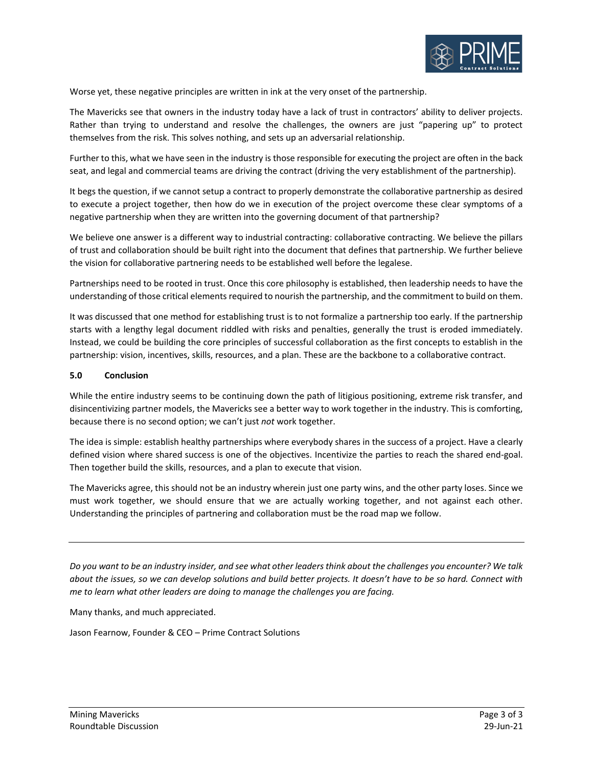Worse yet, these negative principles are written in ink at the very onset of the partnership.

The Mavericks see that owners in the industry today have a lack of trust in contractors' ability to deliver projects. Rather than trying to understand and resolve the challenges, the owners are just "papering up" to protect themselves from the risk. This solves nothing, and sets up an adversarial relationship.

Further to this, what we have seen in the industry is those responsible for executing the project are often in the back seat, and legal and commercial teams are driving the contract (driving the very establishment of the partnership).

It begs the question, if we cannot setup a contract to properly demonstrate the collaborative partnership as desired to execute a project together, then how do we in execution of the project overcome these clear symptoms of a negative partnership when they are written into the governing document of that partnership?

We believe one answer is a different way to industrial contracting: collaborative contracting. We believe the pillars of trust and collaboration should be built right into the document that defines that partnership. We further believe the vision for collaborative partnering needs to be established well before the legalese.

Partnerships need to be rooted in trust. Once this core philosophy is established, then leadership needs to have the understanding of those critical elements required to nourish the partnership, and the commitment to build on them.

It was discussed that one method for establishing trust is to not formalize a partnership too early. If the partnership starts with a lengthy legal document riddled with risks and penalties, generally the trust is eroded immediately. Instead, we could be building the core principles of successful collaboration as the first concepts to establish in the partnership: vision, incentives, skills, resources, and a plan. These are the backbone to a collaborative contract.

## 5.0 Conclusion

While the entire industry seems to be continuing down the path of litigious positioning, extreme risk transfer, and disincentivizing partner models, the Mavericks see a better way to work together in the industry. This is comforting, because there is no second option; we can't just *not* work together.

The idea is simple: establish healthy partnerships where everybody shares in the success of a project. Have a clearly defined vision where shared success is one of the objectives. Incentivize the parties to reach the shared end-goal. Then together build the skills, resources, and a plan to execute that vision.

The Mavericks agree, this should not be an industry wherein just one party wins, and the other party loses. Since we must work together, we should ensure that we are actually working together, and not against each other. Understanding the principles of partnering and collaboration must be the road map we follow.

---

*Do you want to be an industry insider, and see what other leaders think about the challenges you encounter? We talk about the issues, so we can develop solutions and build better projects. It doesn't have to be so hard. Connect with me to learn what other leaders are doing to manage the challenges you are facing.*

Many thanks, and much appreciated.

Jason Fearnow, Founder & CEO – Prime Contract Solutions